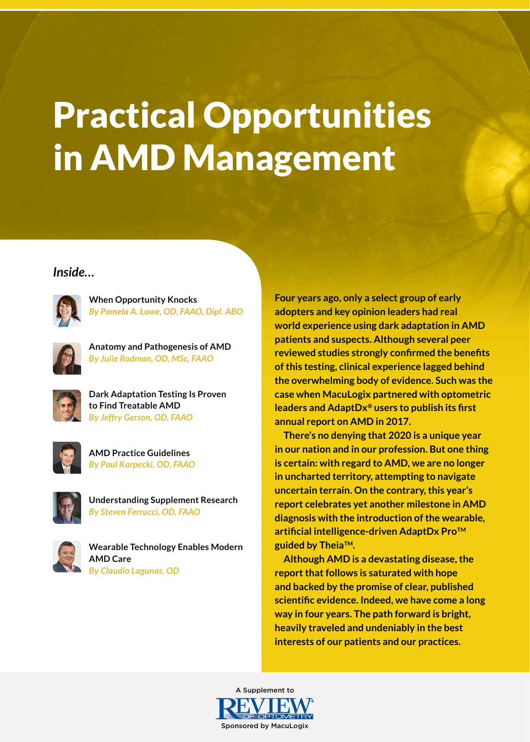# Practical Opportunities in AMD Management

*Inside…*

When Opportunity Knocks
*By Pamela A. Lowe, OD, FAAO, Dipl. ABO*

Anatomy and Pathogenesis of AMD
*By Julie Rodman, OD, MSc, FAAO*

Dark Adaptation Testing Is Proven to Find Treatable AMD
*By Jeffry Gerson, OD, FAAO*

AMD Practice Guidelines
*By Paul Karpecki, OD, FAAO*

Understanding Supplement Research
*By Steven Ferrucci, OD, FAAO*

Wearable Technology Enables Modern AMD Care
*By Claudio Lagunas, OD*

**Four years ago, only a select group of early adopters and key opinion leaders had real world experience using dark adaptation in AMD patients and suspects. Although several peer reviewed studies strongly confirmed the benefits of this testing, clinical experience lagged behind the overwhelming body of evidence. Such was the case when MacuLogix partnered with optometric leaders and AdaptDx® users to publish its first annual report on AMD in 2017.**

**There's no denying that 2020 is a unique year in our nation and in our profession. But one thing is certain: with regard to AMD, we are no longer in uncharted territory, attempting to navigate uncertain terrain. On the contrary, this year's report celebrates yet another milestone in AMD diagnosis with the introduction of the wearable, artificial intelligence-driven AdaptDx Pro™ guided by Theia™.**

**Although AMD is a devastating disease, the report that follows is saturated with hope and backed by the promise of clear, published scientific evidence. Indeed, we have come a long way in four years. The path forward is bright, heavily traveled and undeniably in the best interests of our patients and our practices.**

A Supplement to REVIEW OF OPTOMETRY
Sponsored by MacuLogix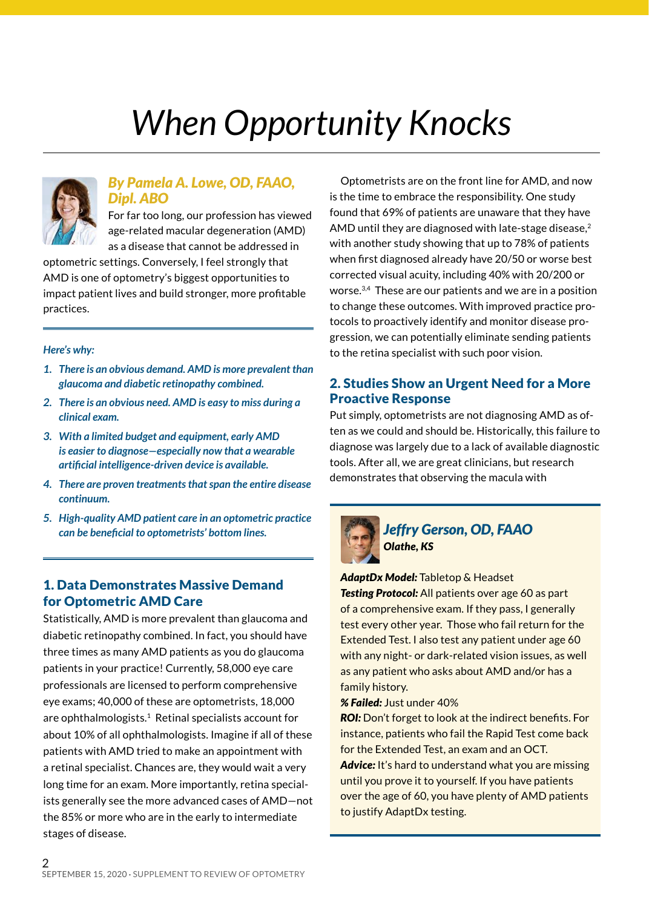# When Opportunity Knocks

### *By Pamela A. Lowe, OD, FAAO, Dipl. ABO*

For far too long, our profession has viewed age-related macular degeneration (AMD) as a disease that cannot be addressed in optometric settings. Conversely, I feel strongly that AMD is one of optometry's biggest opportunities to impact patient lives and build stronger, more profitable practices.

*Here's why:*

1. *There is an obvious demand. AMD is more prevalent than glaucoma and diabetic retinopathy combined.*
2. *There is an obvious need. AMD is easy to miss during a clinical exam.*
3. *With a limited budget and equipment, early AMD is easier to diagnose—especially now that a wearable artificial intelligence-driven device is available.*
4. *There are proven treatments that span the entire disease continuum.*
5. *High-quality AMD patient care in an optometric practice can be beneficial to optometrists' bottom lines.*

## 1. Data Demonstrates Massive Demand for Optometric AMD Care

Statistically, AMD is more prevalent than glaucoma and diabetic retinopathy combined. In fact, you should have three times as many AMD patients as you do glaucoma patients in your practice! Currently, 58,000 eye care professionals are licensed to perform comprehensive eye exams; 40,000 of these are optometrists, 18,000 are ophthalmologists.[1] Retinal specialists account for about 10% of all ophthalmologists. Imagine if all of these patients with AMD tried to make an appointment with a retinal specialist. Chances are, they would wait a very long time for an exam. More importantly, retina specialists generally see the more advanced cases of AMD—not the 85% or more who are in the early to intermediate stages of disease.

Optometrists are on the front line for AMD, and now is the time to embrace the responsibility. One study found that 69% of patients are unaware that they have AMD until they are diagnosed with late-stage disease,[2] with another study showing that up to 78% of patients when first diagnosed already have 20/50 or worse best corrected visual acuity, including 40% with 20/200 or worse.[3,4] These are our patients and we are in a position to change these outcomes. With improved practice protocols to proactively identify and monitor disease progression, we can potentially eliminate sending patients to the retina specialist with such poor vision.

## 2. Studies Show an Urgent Need for a More Proactive Response

Put simply, optometrists are not diagnosing AMD as often as we could and should be. Historically, this failure to diagnose was largely due to a lack of available diagnostic tools. After all, we are great clinicians, but research demonstrates that observing the macula with

---

### *Jeffry Gerson, OD, FAAO*
***Olathe, KS***

***AdaptDx Model:*** Tabletop & Headset

***Testing Protocol:*** All patients over age 60 as part of a comprehensive exam. If they pass, I generally test every other year. Those who fail return for the Extended Test. I also test any patient under age 60 with any night- or dark-related vision issues, as well as any patient who asks about AMD and/or has a family history.

***% Failed:*** Just under 40%

***ROI:*** Don't forget to look at the indirect benefits. For instance, patients who fail the Rapid Test come back for the Extended Test, an exam and an OCT.

***Advice:*** It's hard to understand what you are missing until you prove it to yourself. If you have patients over the age of 60, you have plenty of AMD patients to justify AdaptDx testing.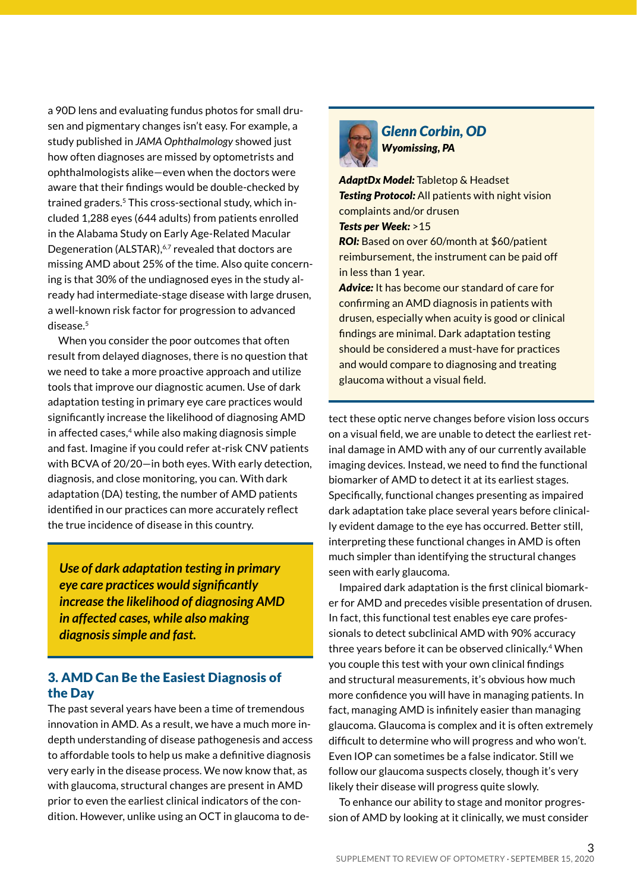a 90D lens and evaluating fundus photos for small drusen and pigmentary changes isn't easy. For example, a study published in *JAMA Ophthalmology* showed just how often diagnoses are missed by optometrists and ophthalmologists alike—even when the doctors were aware that their findings would be double-checked by trained graders.[5] This cross-sectional study, which included 1,288 eyes (644 adults) from patients enrolled in the Alabama Study on Early Age-Related Macular Degeneration (ALSTAR),[6,7] revealed that doctors are missing AMD about 25% of the time. Also quite concerning is that 30% of the undiagnosed eyes in the study already had intermediate-stage disease with large drusen, a well-known risk factor for progression to advanced disease.[5]

When you consider the poor outcomes that often result from delayed diagnoses, there is no question that we need to take a more proactive approach and utilize tools that improve our diagnostic acumen. Use of dark adaptation testing in primary eye care practices would significantly increase the likelihood of diagnosing AMD in affected cases,[4] while also making diagnosis simple and fast. Imagine if you could refer at-risk CNV patients with BCVA of 20/20—in both eyes. With early detection, diagnosis, and close monitoring, you can. With dark adaptation (DA) testing, the number of AMD patients identified in our practices can more accurately reflect the true incidence of disease in this country.

> ***Use of dark adaptation testing in primary eye care practices would significantly increase the likelihood of diagnosing AMD in affected cases, while also making diagnosis simple and fast.***

## 3. AMD Can Be the Easiest Diagnosis of the Day

The past several years have been a time of tremendous innovation in AMD. As a result, we have a much more in-depth understanding of disease pathogenesis and access to affordable tools to help us make a definitive diagnosis very early in the disease process. We now know that, as with glaucoma, structural changes are present in AMD prior to even the earliest clinical indicators of the condition. However, unlike using an OCT in glaucoma to detect these optic nerve changes before vision loss occurs on a visual field, we are unable to detect the earliest retinal damage in AMD with any of our currently available imaging devices. Instead, we need to find the functional biomarker of AMD to detect it at its earliest stages. Specifically, functional changes presenting as impaired dark adaptation take place several years before clinically evident damage to the eye has occurred. Better still, interpreting these functional changes in AMD is often much simpler than identifying the structural changes seen with early glaucoma.

Impaired dark adaptation is the first clinical biomarker for AMD and precedes visible presentation of drusen. In fact, this functional test enables eye care professionals to detect subclinical AMD with 90% accuracy three years before it can be observed clinically.[4] When you couple this test with your own clinical findings and structural measurements, it's obvious how much more confidence you will have in managing patients. In fact, managing AMD is infinitely easier than managing glaucoma. Glaucoma is complex and it is often extremely difficult to determine who will progress and who won't. Even IOP can sometimes be a false indicator. Still we follow our glaucoma suspects closely, though it's very likely their disease will progress quite slowly.

To enhance our ability to stage and monitor progression of AMD by looking at it clinically, we must consider

---

### Glenn Corbin, OD
***Wyomissing, PA***

***AdaptDx Model:*** Tabletop & Headset
***Testing Protocol:*** All patients with night vision complaints and/or drusen
***Tests per Week:*** >15
***ROI:*** Based on over 60/month at $60/patient reimbursement, the instrument can be paid off in less than 1 year.
***Advice:*** It has become our standard of care for confirming an AMD diagnosis in patients with drusen, especially when acuity is good or clinical findings are minimal. Dark adaptation testing should be considered a must-have for practices and would compare to diagnosing and treating glaucoma without a visual field.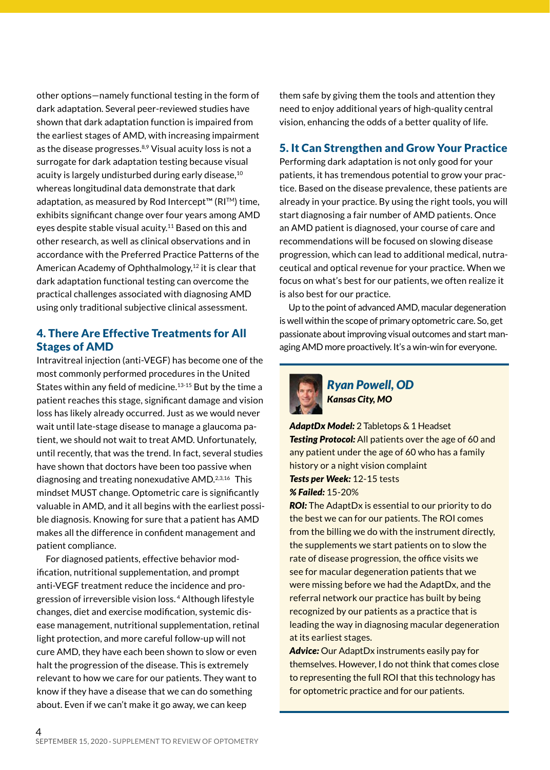other options—namely functional testing in the form of dark adaptation. Several peer-reviewed studies have shown that dark adaptation function is impaired from the earliest stages of AMD, with increasing impairment as the disease progresses.[8,9] Visual acuity loss is not a surrogate for dark adaptation testing because visual acuity is largely undisturbed during early disease,[10] whereas longitudinal data demonstrate that dark adaptation, as measured by Rod Intercept™ (RI™) time, exhibits significant change over four years among AMD eyes despite stable visual acuity.[11] Based on this and other research, as well as clinical observations and in accordance with the Preferred Practice Patterns of the American Academy of Ophthalmology,[12] it is clear that dark adaptation functional testing can overcome the practical challenges associated with diagnosing AMD using only traditional subjective clinical assessment.

## 4. There Are Effective Treatments for All Stages of AMD

Intravitreal injection (anti-VEGF) has become one of the most commonly performed procedures in the United States within any field of medicine.[13-15] But by the time a patient reaches this stage, significant damage and vision loss has likely already occurred. Just as we would never wait until late-stage disease to manage a glaucoma patient, we should not wait to treat AMD. Unfortunately, until recently, that was the trend. In fact, several studies have shown that doctors have been too passive when diagnosing and treating nonexudative AMD.[2,3,16] This mindset MUST change. Optometric care is significantly valuable in AMD, and it all begins with the earliest possible diagnosis. Knowing for sure that a patient has AMD makes all the difference in confident management and patient compliance.

For diagnosed patients, effective behavior modification, nutritional supplementation, and prompt anti-VEGF treatment reduce the incidence and progression of irreversible vision loss.[4] Although lifestyle changes, diet and exercise modification, systemic disease management, nutritional supplementation, retinal light protection, and more careful follow-up will not cure AMD, they have each been shown to slow or even halt the progression of the disease. This is extremely relevant to how we care for our patients. They want to know if they have a disease that we can do something about. Even if we can't make it go away, we can keep them safe by giving them the tools and attention they need to enjoy additional years of high-quality central vision, enhancing the odds of a better quality of life.

## 5. It Can Strengthen and Grow Your Practice

Performing dark adaptation is not only good for your patients, it has tremendous potential to grow your practice. Based on the disease prevalence, these patients are already in your practice. By using the right tools, you will start diagnosing a fair number of AMD patients. Once an AMD patient is diagnosed, your course of care and recommendations will be focused on slowing disease progression, which can lead to additional medical, nutraceutical and optical revenue for your practice. When we focus on what's best for our patients, we often realize it is also best for our practice.

Up to the point of advanced AMD, macular degeneration is well within the scope of primary optometric care. So, get passionate about improving visual outcomes and start managing AMD more proactively. It's a win-win for everyone.

---

### *Ryan Powell, OD*

***Kansas City, MO***

***AdaptDx Model:*** 2 Tabletops & 1 Headset

***Testing Protocol:*** All patients over the age of 60 and any patient under the age of 60 who has a family history or a night vision complaint

***Tests per Week:*** 12-15 tests

***% Failed:*** 15-20%

***ROI:*** The AdaptDx is essential to our priority to do the best we can for our patients. The ROI comes from the billing we do with the instrument directly, the supplements we start patients on to slow the rate of disease progression, the office visits we see for macular degeneration patients that we were missing before we had the AdaptDx, and the referral network our practice has built by being recognized by our patients as a practice that is leading the way in diagnosing macular degeneration at its earliest stages.

***Advice:*** Our AdaptDx instruments easily pay for themselves. However, I do not think that comes close to representing the full ROI that this technology has for optometric practice and for our patients.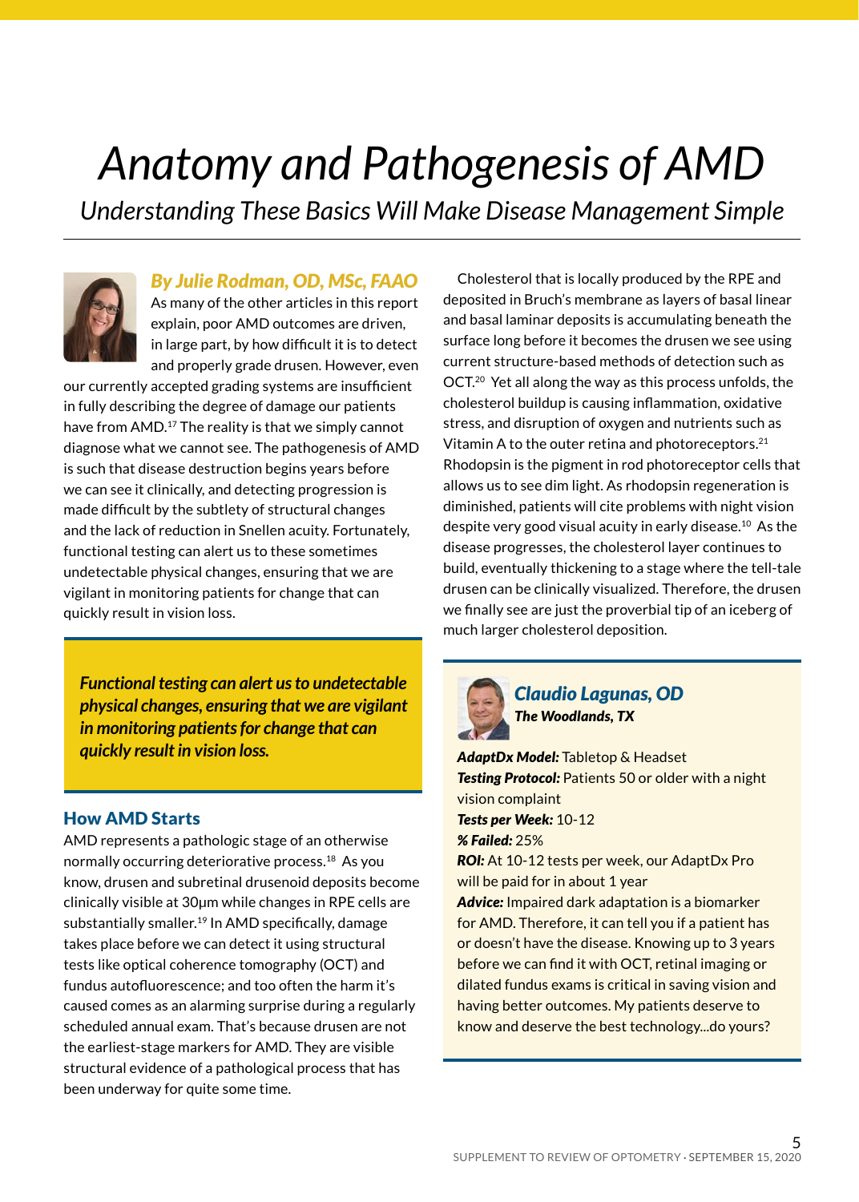# Anatomy and Pathogenesis of AMD

## *Understanding These Basics Will Make Disease Management Simple*

***By Julie Rodman, OD, MSc, FAAO***

As many of the other articles in this report explain, poor AMD outcomes are driven, in large part, by how difficult it is to detect and properly grade drusen. However, even our currently accepted grading systems are insufficient in fully describing the degree of damage our patients have from AMD.[17] The reality is that we simply cannot diagnose what we cannot see. The pathogenesis of AMD is such that disease destruction begins years before we can see it clinically, and detecting progression is made difficult by the subtlety of structural changes and the lack of reduction in Snellen acuity. Fortunately, functional testing can alert us to these sometimes undetectable physical changes, ensuring that we are vigilant in monitoring patients for change that can quickly result in vision loss.

> ***Functional testing can alert us to undetectable physical changes, ensuring that we are vigilant in monitoring patients for change that can quickly result in vision loss.***

### How AMD Starts

AMD represents a pathologic stage of an otherwise normally occurring deteriorative process.[18] As you know, drusen and subretinal drusenoid deposits become clinically visible at 30μm while changes in RPE cells are substantially smaller.[19] In AMD specifically, damage takes place before we can detect it using structural tests like optical coherence tomography (OCT) and fundus autofluorescence; and too often the harm it's caused comes as an alarming surprise during a regularly scheduled annual exam. That's because drusen are not the earliest-stage markers for AMD. They are visible structural evidence of a pathological process that has been underway for quite some time.

Cholesterol that is locally produced by the RPE and deposited in Bruch's membrane as layers of basal linear and basal laminar deposits is accumulating beneath the surface long before it becomes the drusen we see using current structure-based methods of detection such as OCT.[20] Yet all along the way as this process unfolds, the cholesterol buildup is causing inflammation, oxidative stress, and disruption of oxygen and nutrients such as Vitamin A to the outer retina and photoreceptors.[21] Rhodopsin is the pigment in rod photoreceptor cells that allows us to see dim light. As rhodopsin regeneration is diminished, patients will cite problems with night vision despite very good visual acuity in early disease.[10] As the disease progresses, the cholesterol layer continues to build, eventually thickening to a stage where the tell-tale drusen can be clinically visualized. Therefore, the drusen we finally see are just the proverbial tip of an iceberg of much larger cholesterol deposition.

---

***Claudio Lagunas, OD***
***The Woodlands, TX***

***AdaptDx Model:*** Tabletop & Headset
***Testing Protocol:*** Patients 50 or older with a night vision complaint
***Tests per Week:*** 10-12
***% Failed:*** 25%
***ROI:*** At 10-12 tests per week, our AdaptDx Pro will be paid for in about 1 year
***Advice:*** Impaired dark adaptation is a biomarker for AMD. Therefore, it can tell you if a patient has or doesn't have the disease. Knowing up to 3 years before we can find it with OCT, retinal imaging or dilated fundus exams is critical in saving vision and having better outcomes. My patients deserve to know and deserve the best technology...do yours?

---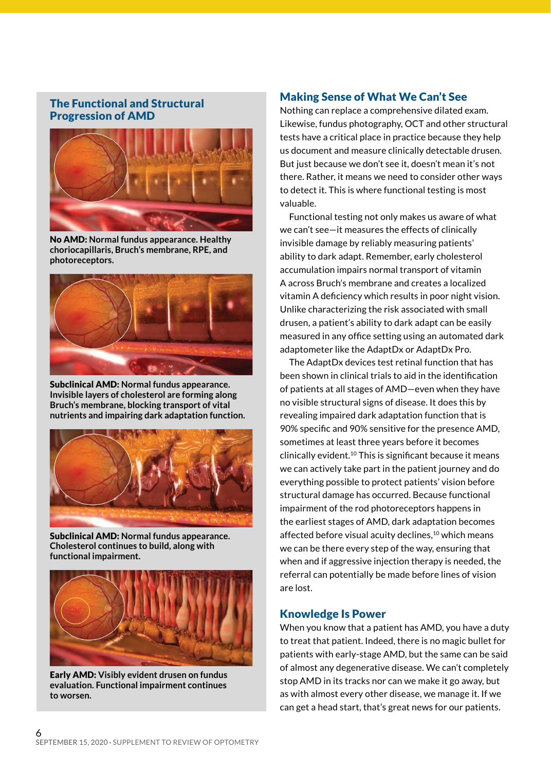## The Functional and Structural Progression of AMD

**No AMD:** Normal fundus appearance. Healthy choriocapillaris, Bruch's membrane, RPE, and photoreceptors.

**Subclinical AMD:** Normal fundus appearance. Invisible layers of cholesterol are forming along Bruch's membrane, blocking transport of vital nutrients and impairing dark adaptation function.

**Subclinical AMD:** Normal fundus appearance. Cholesterol continues to build, along with functional impairment.

**Early AMD:** Visibly evident drusen on fundus evaluation. Functional impairment continues to worsen.

## Making Sense of What We Can't See

Nothing can replace a comprehensive dilated exam. Likewise, fundus photography, OCT and other structural tests have a critical place in practice because they help us document and measure clinically detectable drusen. But just because we don't see it, doesn't mean it's not there. Rather, it means we need to consider other ways to detect it. This is where functional testing is most valuable.

Functional testing not only makes us aware of what we can't see—it measures the effects of clinically invisible damage by reliably measuring patients' ability to dark adapt. Remember, early cholesterol accumulation impairs normal transport of vitamin A across Bruch's membrane and creates a localized vitamin A deficiency which results in poor night vision. Unlike characterizing the risk associated with small drusen, a patient's ability to dark adapt can be easily measured in any office setting using an automated dark adaptometer like the AdaptDx or AdaptDx Pro.

The AdaptDx devices test retinal function that has been shown in clinical trials to aid in the identification of patients at all stages of AMD—even when they have no visible structural signs of disease. It does this by revealing impaired dark adaptation function that is 90% specific and 90% sensitive for the presence AMD, sometimes at least three years before it becomes clinically evident.[10] This is significant because it means we can actively take part in the patient journey and do everything possible to protect patients' vision before structural damage has occurred. Because functional impairment of the rod photoreceptors happens in the earliest stages of AMD, dark adaptation becomes affected before visual acuity declines,[10] which means we can be there every step of the way, ensuring that when and if aggressive injection therapy is needed, the referral can potentially be made before lines of vision are lost.

## Knowledge Is Power

When you know that a patient has AMD, you have a duty to treat that patient. Indeed, there is no magic bullet for patients with early-stage AMD, but the same can be said of almost any degenerative disease. We can't completely stop AMD in its tracks nor can we make it go away, but as with almost every other disease, we manage it. If we can get a head start, that's great news for our patients.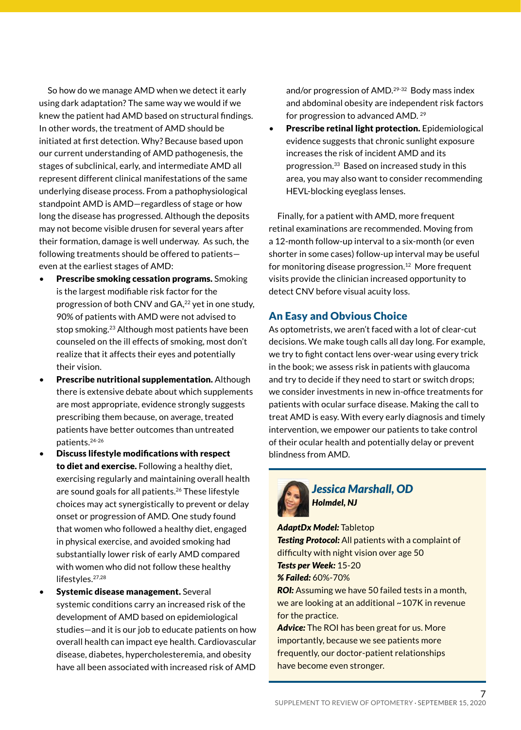So how do we manage AMD when we detect it early using dark adaptation? The same way we would if we knew the patient had AMD based on structural findings. In other words, the treatment of AMD should be initiated at first detection. Why? Because based upon our current understanding of AMD pathogenesis, the stages of subclinical, early, and intermediate AMD all represent different clinical manifestations of the same underlying disease process. From a pathophysiological standpoint AMD is AMD—regardless of stage or how long the disease has progressed. Although the deposits may not become visible drusen for several years after their formation, damage is well underway. As such, the following treatments should be offered to patients—even at the earliest stages of AMD:

- **Prescribe smoking cessation programs.** Smoking is the largest modifiable risk factor for the progression of both CNV and GA,[22] yet in one study, 90% of patients with AMD were not advised to stop smoking.[23] Although most patients have been counseled on the ill effects of smoking, most don't realize that it affects their eyes and potentially their vision.
- **Prescribe nutritional supplementation.** Although there is extensive debate about which supplements are most appropriate, evidence strongly suggests prescribing them because, on average, treated patients have better outcomes than untreated patients.[24-26]
- **Discuss lifestyle modifications with respect to diet and exercise.** Following a healthy diet, exercising regularly and maintaining overall health are sound goals for all patients.[26] These lifestyle choices may act synergistically to prevent or delay onset or progression of AMD. One study found that women who followed a healthy diet, engaged in physical exercise, and avoided smoking had substantially lower risk of early AMD compared with women who did not follow these healthy lifestyles.[27,28]
- **Systemic disease management.** Several systemic conditions carry an increased risk of the development of AMD based on epidemiological studies—and it is our job to educate patients on how overall health can impact eye health. Cardiovascular disease, diabetes, hypercholesteremia, and obesity have all been associated with increased risk of AMD and/or progression of AMD.[29-32] Body mass index and abdominal obesity are independent risk factors for progression to advanced AMD.[29]
- **Prescribe retinal light protection.** Epidemiological evidence suggests that chronic sunlight exposure increases the risk of incident AMD and its progression.[33] Based on increased study in this area, you may also want to consider recommending HEVL-blocking eyeglass lenses.

Finally, for a patient with AMD, more frequent retinal examinations are recommended. Moving from a 12-month follow-up interval to a six-month (or even shorter in some cases) follow-up interval may be useful for monitoring disease progression.[12] More frequent visits provide the clinician increased opportunity to detect CNV before visual acuity loss.

## An Easy and Obvious Choice

As optometrists, we aren't faced with a lot of clear-cut decisions. We make tough calls all day long. For example, we try to fight contact lens over-wear using every trick in the book; we assess risk in patients with glaucoma and try to decide if they need to start or switch drops; we consider investments in new in-office treatments for patients with ocular surface disease. Making the call to treat AMD is easy. With every early diagnosis and timely intervention, we empower our patients to take control of their ocular health and potentially delay or prevent blindness from AMD.

---

### *Jessica Marshall, OD*
***Holmdel, NJ***

***AdaptDx Model:*** Tabletop
***Testing Protocol:*** All patients with a complaint of difficulty with night vision over age 50
***Tests per Week:*** 15-20
***% Failed:*** 60%-70%
***ROI:*** Assuming we have 50 failed tests in a month, we are looking at an additional ~107K in revenue for the practice.
***Advice:*** The ROI has been great for us. More importantly, because we see patients more frequently, our doctor-patient relationships have become even stronger.

---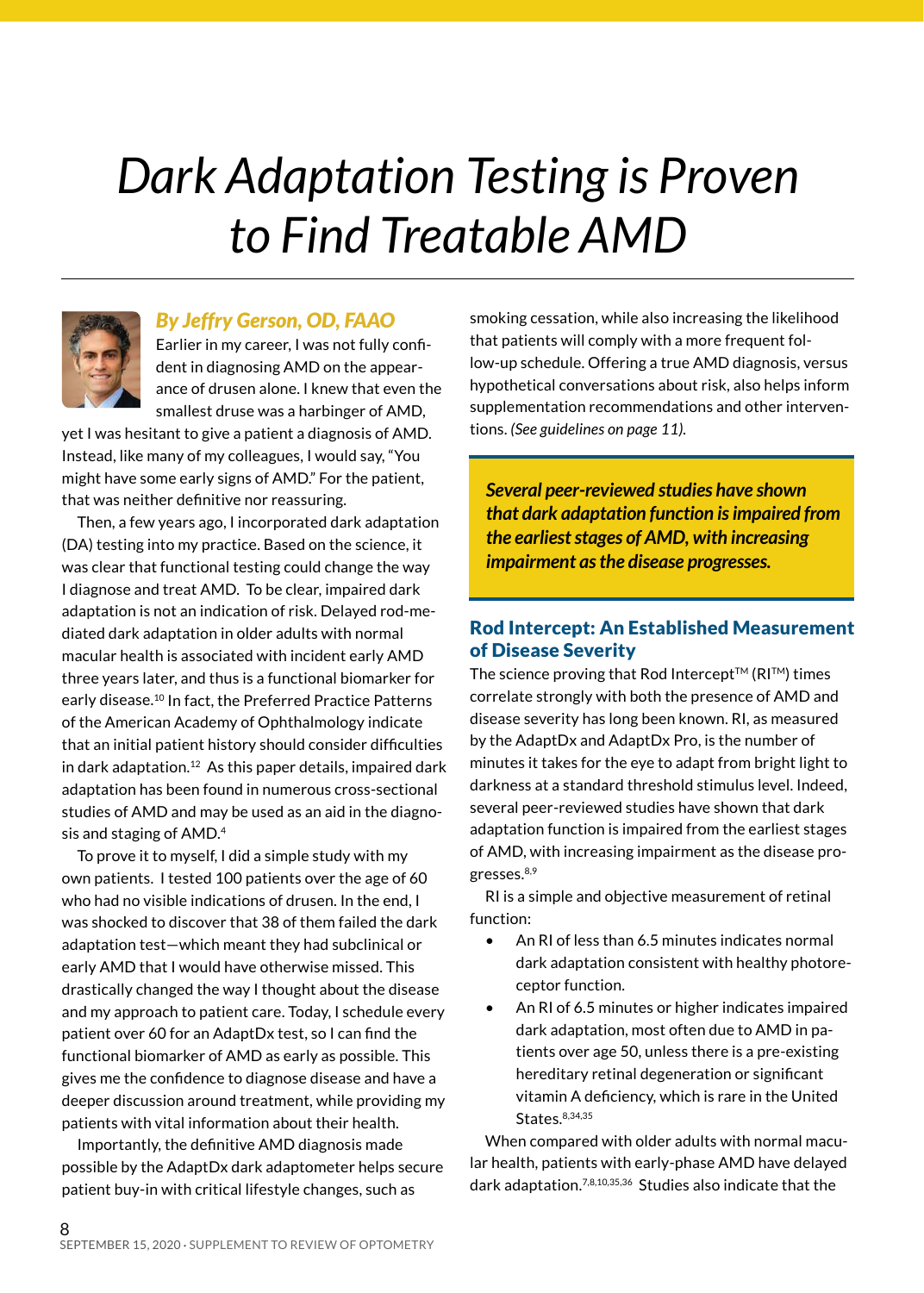# Dark Adaptation Testing is Proven to Find Treatable AMD

### *By Jeffry Gerson, OD, FAAO*

Earlier in my career, I was not fully confident in diagnosing AMD on the appearance of drusen alone. I knew that even the smallest druse was a harbinger of AMD, yet I was hesitant to give a patient a diagnosis of AMD. Instead, like many of my colleagues, I would say, "You might have some early signs of AMD." For the patient, that was neither definitive nor reassuring.

Then, a few years ago, I incorporated dark adaptation (DA) testing into my practice. Based on the science, it was clear that functional testing could change the way I diagnose and treat AMD. To be clear, impaired dark adaptation is not an indication of risk. Delayed rod-mediated dark adaptation in older adults with normal macular health is associated with incident early AMD three years later, and thus is a functional biomarker for early disease.[10] In fact, the Preferred Practice Patterns of the American Academy of Ophthalmology indicate that an initial patient history should consider difficulties in dark adaptation.[12] As this paper details, impaired dark adaptation has been found in numerous cross-sectional studies of AMD and may be used as an aid in the diagnosis and staging of AMD.[4]

To prove it to myself, I did a simple study with my own patients. I tested 100 patients over the age of 60 who had no visible indications of drusen. In the end, I was shocked to discover that 38 of them failed the dark adaptation test—which meant they had subclinical or early AMD that I would have otherwise missed. This drastically changed the way I thought about the disease and my approach to patient care. Today, I schedule every patient over 60 for an AdaptDx test, so I can find the functional biomarker of AMD as early as possible. This gives me the confidence to diagnose disease and have a deeper discussion around treatment, while providing my patients with vital information about their health.

Importantly, the definitive AMD diagnosis made possible by the AdaptDx dark adaptometer helps secure patient buy-in with critical lifestyle changes, such as smoking cessation, while also increasing the likelihood that patients will comply with a more frequent follow-up schedule. Offering a true AMD diagnosis, versus hypothetical conversations about risk, also helps inform supplementation recommendations and other interventions. *(See guidelines on page 11).*

> ***Several peer-reviewed studies have shown that dark adaptation function is impaired from the earliest stages of AMD, with increasing impairment as the disease progresses.***

## Rod Intercept: An Established Measurement of Disease Severity

The science proving that Rod Intercept™ (RI™) times correlate strongly with both the presence of AMD and disease severity has long been known. RI, as measured by the AdaptDx and AdaptDx Pro, is the number of minutes it takes for the eye to adapt from bright light to darkness at a standard threshold stimulus level. Indeed, several peer-reviewed studies have shown that dark adaptation function is impaired from the earliest stages of AMD, with increasing impairment as the disease progresses.[8,9]

RI is a simple and objective measurement of retinal function:

- An RI of less than 6.5 minutes indicates normal dark adaptation consistent with healthy photoreceptor function.
- An RI of 6.5 minutes or higher indicates impaired dark adaptation, most often due to AMD in patients over age 50, unless there is a pre-existing hereditary retinal degeneration or significant vitamin A deficiency, which is rare in the United States.[8,34,35]

When compared with older adults with normal macular health, patients with early-phase AMD have delayed dark adaptation.[7,8,10,35,36] Studies also indicate that the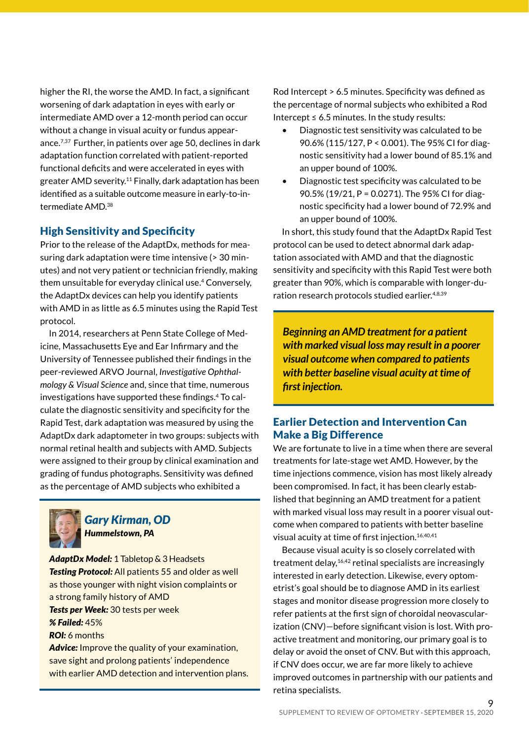higher the RI, the worse the AMD. In fact, a significant worsening of dark adaptation in eyes with early or intermediate AMD over a 12-month period can occur without a change in visual acuity or fundus appearance.[7,37] Further, in patients over age 50, declines in dark adaptation function correlated with patient-reported functional deficits and were accelerated in eyes with greater AMD severity.[11] Finally, dark adaptation has been identified as a suitable outcome measure in early-to-intermediate AMD.[38]

## High Sensitivity and Specificity

Prior to the release of the AdaptDx, methods for measuring dark adaptation were time intensive (> 30 minutes) and not very patient or technician friendly, making them unsuitable for everyday clinical use.[4] Conversely, the AdaptDx devices can help you identify patients with AMD in as little as 6.5 minutes using the Rapid Test protocol.

In 2014, researchers at Penn State College of Medicine, Massachusetts Eye and Ear Infirmary and the University of Tennessee published their findings in the peer-reviewed ARVO Journal, *Investigative Ophthalmology & Visual Science* and, since that time, numerous investigations have supported these findings.[4] To calculate the diagnostic sensitivity and specificity for the Rapid Test, dark adaptation was measured by using the AdaptDx dark adaptometer in two groups: subjects with normal retinal health and subjects with AMD. Subjects were assigned to their group by clinical examination and grading of fundus photographs. Sensitivity was defined as the percentage of AMD subjects who exhibited a Rod Intercept > 6.5 minutes. Specificity was defined as the percentage of normal subjects who exhibited a Rod Intercept ≤ 6.5 minutes. In the study results:

- Diagnostic test sensitivity was calculated to be 90.6% (115/127, $P < 0.001$). The 95% CI for diagnostic sensitivity had a lower bound of 85.1% and an upper bound of 100%.
- Diagnostic test specificity was calculated to be 90.5% (19/21, $P = 0.0271$). The 95% CI for diagnostic specificity had a lower bound of 72.9% and an upper bound of 100%.

In short, this study found that the AdaptDx Rapid Test protocol can be used to detect abnormal dark adaptation associated with AMD and that the diagnostic sensitivity and specificity with this Rapid Test were both greater than 90%, which is comparable with longer-duration research protocols studied earlier.[4,8,39]

> ***Gary Kirman, OD***
> ***Hummelstown, PA***
>
> ***AdaptDx Model:*** 1 Tabletop & 3 Headsets
> ***Testing Protocol:*** All patients 55 and older as well as those younger with night vision complaints or a strong family history of AMD
> ***Tests per Week:*** 30 tests per week
> ***% Failed:*** 45%
> ***ROI:*** 6 months
> ***Advice:*** Improve the quality of your examination, save sight and prolong patients' independence with earlier AMD detection and intervention plans.

> ***Beginning an AMD treatment for a patient with marked visual loss may result in a poorer visual outcome when compared to patients with better baseline visual acuity at time of first injection.***

## Earlier Detection and Intervention Can Make a Big Difference

We are fortunate to live in a time when there are several treatments for late-stage wet AMD. However, by the time injections commence, vision has most likely already been compromised. In fact, it has been clearly established that beginning an AMD treatment for a patient with marked visual loss may result in a poorer visual outcome when compared to patients with better baseline visual acuity at time of first injection.[16,40,41]

Because visual acuity is so closely correlated with treatment delay,[16,42] retinal specialists are increasingly interested in early detection. Likewise, every optometrist's goal should be to diagnose AMD in its earliest stages and monitor disease progression more closely to refer patients at the first sign of choroidal neovascularization (CNV)—before significant vision is lost. With proactive treatment and monitoring, our primary goal is to delay or avoid the onset of CNV. But with this approach, if CNV does occur, we are far more likely to achieve improved outcomes in partnership with our patients and retina specialists.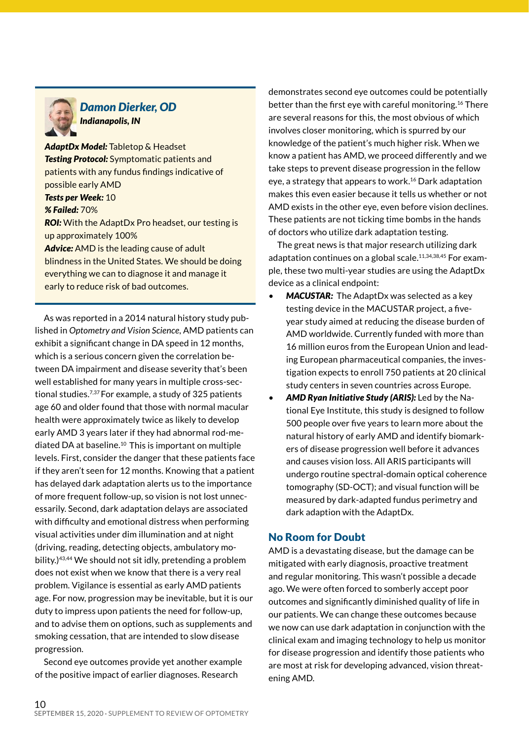### Damon Dierker, OD

***Indianapolis, IN***

**AdaptDx Model:** Tabletop & Headset
**Testing Protocol:** Symptomatic patients and patients with any fundus findings indicative of possible early AMD
**Tests per Week:** 10
**% Failed:** 70%
**ROI:** With the AdaptDx Pro headset, our testing is up approximately 100%
**Advice:** AMD is the leading cause of adult blindness in the United States. We should be doing everything we can to diagnose it and manage it early to reduce risk of bad outcomes.

As was reported in a 2014 natural history study published in *Optometry and Vision Science*, AMD patients can exhibit a significant change in DA speed in 12 months, which is a serious concern given the correlation between DA impairment and disease severity that's been well established for many years in multiple cross-sectional studies.[7,37] For example, a study of 325 patients age 60 and older found that those with normal macular health were approximately twice as likely to develop early AMD 3 years later if they had abnormal rod-mediated DA at baseline.[10] This is important on multiple levels. First, consider the danger that these patients face if they aren't seen for 12 months. Knowing that a patient has delayed dark adaptation alerts us to the importance of more frequent follow-up, so vision is not lost unnecessarily. Second, dark adaptation delays are associated with difficulty and emotional distress when performing visual activities under dim illumination and at night (driving, reading, detecting objects, ambulatory mobility.)[43,44] We should not sit idly, pretending a problem does not exist when we know that there is a very real problem. Vigilance is essential as early AMD patients age. For now, progression may be inevitable, but it is our duty to impress upon patients the need for follow-up, and to advise them on options, such as supplements and smoking cessation, that are intended to slow disease progression.

Second eye outcomes provide yet another example of the positive impact of earlier diagnoses. Research demonstrates second eye outcomes could be potentially better than the first eye with careful monitoring.[16] There are several reasons for this, the most obvious of which involves closer monitoring, which is spurred by our knowledge of the patient's much higher risk. When we know a patient has AMD, we proceed differently and we take steps to prevent disease progression in the fellow eye, a strategy that appears to work.[16] Dark adaptation makes this even easier because it tells us whether or not AMD exists in the other eye, even before vision declines. These patients are not ticking time bombs in the hands of doctors who utilize dark adaptation testing.

The great news is that major research utilizing dark adaptation continues on a global scale.[11,34,38,45] For example, these two multi-year studies are using the AdaptDx device as a clinical endpoint:

- ***MACUSTAR:*** The AdaptDx was selected as a key testing device in the MACUSTAR project, a five-year study aimed at reducing the disease burden of AMD worldwide. Currently funded with more than 16 million euros from the European Union and leading European pharmaceutical companies, the investigation expects to enroll 750 patients at 20 clinical study centers in seven countries across Europe.
- ***AMD Ryan Initiative Study (ARIS):*** Led by the National Eye Institute, this study is designed to follow 500 people over five years to learn more about the natural history of early AMD and identify biomarkers of disease progression well before it advances and causes vision loss. All ARIS participants will undergo routine spectral-domain optical coherence tomography (SD-OCT); and visual function will be measured by dark-adapted fundus perimetry and dark adaption with the AdaptDx.

## No Room for Doubt

AMD is a devastating disease, but the damage can be mitigated with early diagnosis, proactive treatment and regular monitoring. This wasn't possible a decade ago. We were often forced to somberly accept poor outcomes and significantly diminished quality of life in our patients. We can change these outcomes because we now can use dark adaptation in conjunction with the clinical exam and imaging technology to help us monitor for disease progression and identify those patients who are most at risk for developing advanced, vision threatening AMD.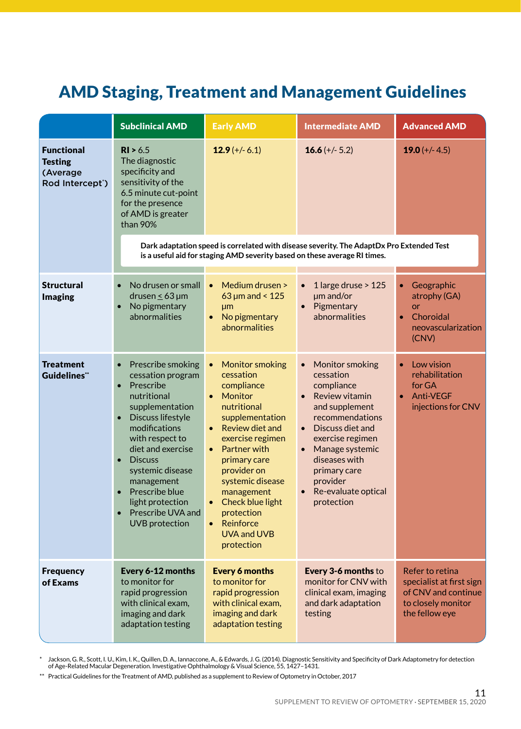# AMD Staging, Treatment and Management Guidelines

| | Subclinical AMD | Early AMD | Intermediate AMD | Advanced AMD |
|---|---|---|---|---|
| **Functional Testing (Average Rod Intercept*)** | **RI >** 6.5<br>The diagnostic specificity and sensitivity of the 6.5 minute cut-point for the presence of AMD is greater than 90% | **12.9** (+/- 6.1) | **16.6** (+/- 5.2) | **19.0** (+/- 4.5) |
| | **Dark adaptation speed is correlated with disease severity. The AdaptDx Pro Extended Test is a useful aid for staging AMD severity based on these average RI times.** | | | |
| **Structural Imaging** | • No drusen or small drusen ≤ 63 µm<br>• No pigmentary abnormalities | • Medium drusen > 63 µm and < 125 µm<br>• No pigmentary abnormalities | • 1 large druse > 125 µm and/or<br>• Pigmentary abnormalities | • Geographic atrophy (GA) or<br>• Choroidal neovascularization (CNV) |
| **Treatment Guidelines**** | • Prescribe smoking cessation program<br>• Prescribe nutritional supplementation<br>• Discuss lifestyle modifications with respect to diet and exercise<br>• Discuss systemic disease management<br>• Prescribe blue light protection<br>• Prescribe UVA and UVB protection | • Monitor smoking cessation compliance<br>• Monitor nutritional supplementation<br>• Review diet and exercise regimen<br>• Partner with primary care provider on systemic disease management<br>• Check blue light protection<br>• Reinforce UVA and UVB protection | • Monitor smoking cessation compliance<br>• Review vitamin and supplement recommendations<br>• Discuss diet and exercise regimen<br>• Manage systemic diseases with primary care provider<br>• Re-evaluate optical protection | • Low vision rehabilitation for GA<br>• Anti-VEGF injections for CNV |
| **Frequency of Exams** | **Every 6-12 months** to monitor for rapid progression with clinical exam, imaging and dark adaptation testing | **Every 6 months** to monitor for rapid progression with clinical exam, imaging and dark adaptation testing | **Every 3-6 months** to monitor for CNV with clinical exam, imaging and dark adaptation testing | Refer to retina specialist at first sign of CNV and continue to closely monitor the fellow eye |

\* Jackson, G. R., Scott, I. U., Kim, I. K., Quillen, D. A., Iannaccone, A., & Edwards, J. G. (2014). Diagnostic Sensitivity and Specificity of Dark Adaptometry for detection of Age-Related Macular Degeneration. Investigative Ophthalmology & Visual Science, 55, 1427–1431.

\*\* Practical Guidelines for the Treatment of AMD, published as a supplement to Review of Optometry in October, 2017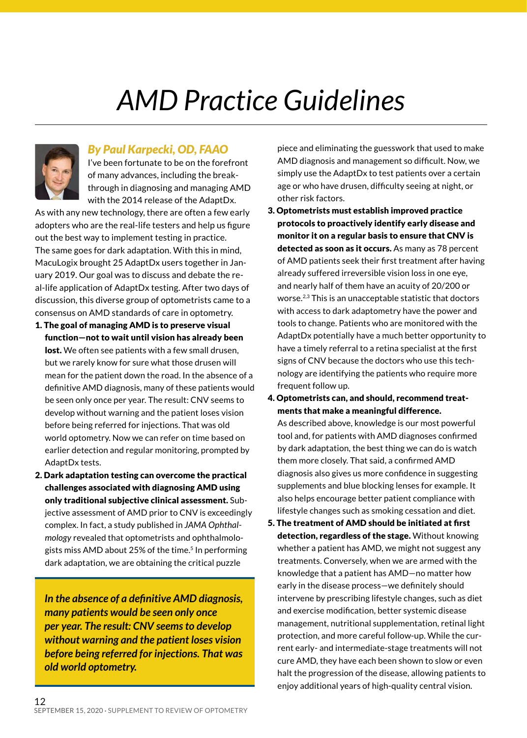# AMD Practice Guidelines

***By Paul Karpecki, OD, FAAO***

I've been fortunate to be on the forefront of many advances, including the breakthrough in diagnosing and managing AMD with the 2014 release of the AdaptDx. As with any new technology, there are often a few early adopters who are the real-life testers and help us figure out the best way to implement testing in practice. The same goes for dark adaptation. With this in mind, MacuLogix brought 25 AdaptDx users together in January 2019. Our goal was to discuss and debate the real-life application of AdaptDx testing. After two days of discussion, this diverse group of optometrists came to a consensus on AMD standards of care in optometry.

1. **The goal of managing AMD is to preserve visual function—not to wait until vision has already been lost.** We often see patients with a few small drusen, but we rarely know for sure what those drusen will mean for the patient down the road. In the absence of a definitive AMD diagnosis, many of these patients would be seen only once per year. The result: CNV seems to develop without warning and the patient loses vision before being referred for injections. That was old world optometry. Now we can refer on time based on earlier detection and regular monitoring, prompted by AdaptDx tests.
2. **Dark adaptation testing can overcome the practical challenges associated with diagnosing AMD using only traditional subjective clinical assessment.** Subjective assessment of AMD prior to CNV is exceedingly complex. In fact, a study published in *JAMA Ophthalmology* revealed that optometrists and ophthalmologists miss AMD about 25% of the time.[5] In performing dark adaptation, we are obtaining the critical puzzle piece and eliminating the guesswork that used to make AMD diagnosis and management so difficult. Now, we simply use the AdaptDx to test patients over a certain age or who have drusen, difficulty seeing at night, or other risk factors.
3. **Optometrists must establish improved practice protocols to proactively identify early disease and monitor it on a regular basis to ensure that CNV is detected as soon as it occurs.** As many as 78 percent of AMD patients seek their first treatment after having already suffered irreversible vision loss in one eye, and nearly half of them have an acuity of 20/200 or worse.[2,3] This is an unacceptable statistic that doctors with access to dark adaptometry have the power and tools to change. Patients who are monitored with the AdaptDx potentially have a much better opportunity to have a timely referral to a retina specialist at the first signs of CNV because the doctors who use this technology are identifying the patients who require more frequent follow up.
4. **Optometrists can, and should, recommend treatments that make a meaningful difference.** As described above, knowledge is our most powerful tool and, for patients with AMD diagnoses confirmed by dark adaptation, the best thing we can do is watch them more closely. That said, a confirmed AMD diagnosis also gives us more confidence in suggesting supplements and blue blocking lenses for example. It also helps encourage better patient compliance with lifestyle changes such as smoking cessation and diet.
5. **The treatment of AMD should be initiated at first detection, regardless of the stage.** Without knowing whether a patient has AMD, we might not suggest any treatments. Conversely, when we are armed with the knowledge that a patient has AMD—no matter how early in the disease process—we definitely should intervene by prescribing lifestyle changes, such as diet and exercise modification, better systemic disease management, nutritional supplementation, retinal light protection, and more careful follow-up. While the current early- and intermediate-stage treatments will not cure AMD, they have each been shown to slow or even halt the progression of the disease, allowing patients to enjoy additional years of high-quality central vision.

> ***In the absence of a definitive AMD diagnosis, many patients would be seen only once per year. The result: CNV seems to develop without warning and the patient loses vision before being referred for injections. That was old world optometry.***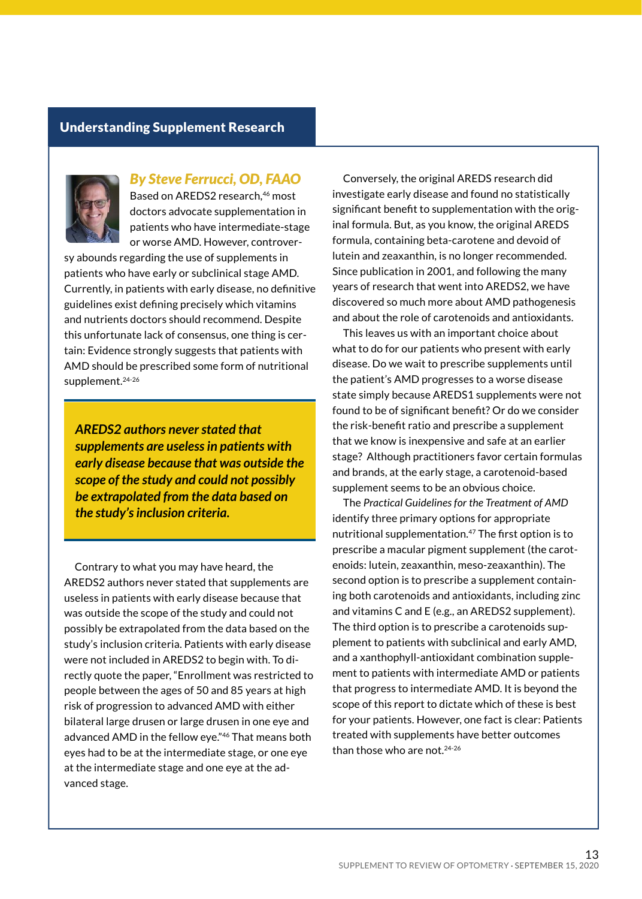## Understanding Supplement Research

### *By Steve Ferrucci, OD, FAAO*

Based on AREDS2 research,[46] most doctors advocate supplementation in patients who have intermediate-stage or worse AMD. However, controversy abounds regarding the use of supplements in patients who have early or subclinical stage AMD. Currently, in patients with early disease, no definitive guidelines exist defining precisely which vitamins and nutrients doctors should recommend. Despite this unfortunate lack of consensus, one thing is certain: Evidence strongly suggests that patients with AMD should be prescribed some form of nutritional supplement.[24-26]

> ***AREDS2 authors never stated that supplements are useless in patients with early disease because that was outside the scope of the study and could not possibly be extrapolated from the data based on the study's inclusion criteria.***

Contrary to what you may have heard, the AREDS2 authors never stated that supplements are useless in patients with early disease because that was outside the scope of the study and could not possibly be extrapolated from the data based on the study's inclusion criteria. Patients with early disease were not included in AREDS2 to begin with. To directly quote the paper, "Enrollment was restricted to people between the ages of 50 and 85 years at high risk of progression to advanced AMD with either bilateral large drusen or large drusen in one eye and advanced AMD in the fellow eye."[46] That means both eyes had to be at the intermediate stage, or one eye at the intermediate stage and one eye at the advanced stage.

Conversely, the original AREDS research did investigate early disease and found no statistically significant benefit to supplementation with the original formula. But, as you know, the original AREDS formula, containing beta-carotene and devoid of lutein and zeaxanthin, is no longer recommended. Since publication in 2001, and following the many years of research that went into AREDS2, we have discovered so much more about AMD pathogenesis and about the role of carotenoids and antioxidants.

This leaves us with an important choice about what to do for our patients who present with early disease. Do we wait to prescribe supplements until the patient's AMD progresses to a worse disease state simply because AREDS1 supplements were not found to be of significant benefit? Or do we consider the risk-benefit ratio and prescribe a supplement that we know is inexpensive and safe at an earlier stage? Although practitioners favor certain formulas and brands, at the early stage, a carotenoid-based supplement seems to be an obvious choice.

The *Practical Guidelines for the Treatment of AMD* identify three primary options for appropriate nutritional supplementation.[47] The first option is to prescribe a macular pigment supplement (the carotenoids: lutein, zeaxanthin, meso-zeaxanthin). The second option is to prescribe a supplement containing both carotenoids and antioxidants, including zinc and vitamins C and E (e.g., an AREDS2 supplement). The third option is to prescribe a carotenoids supplement to patients with subclinical and early AMD, and a xanthophyll-antioxidant combination supplement to patients with intermediate AMD or patients that progress to intermediate AMD. It is beyond the scope of this report to dictate which of these is best for your patients. However, one fact is clear: Patients treated with supplements have better outcomes than those who are not.[24-26]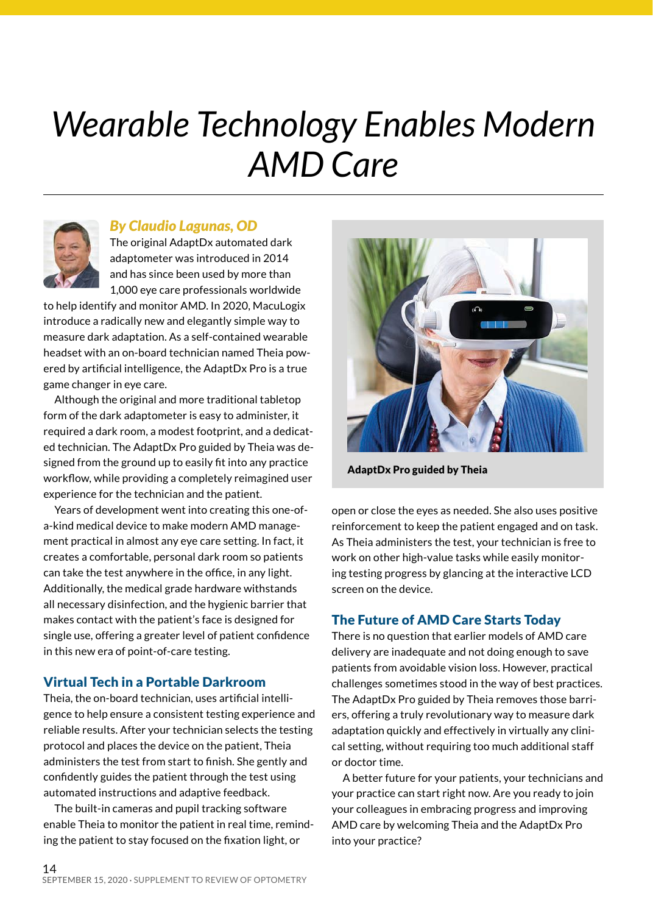# Wearable Technology Enables Modern AMD Care

***By Claudio Lagunas, OD***

The original AdaptDx automated dark adaptometer was introduced in 2014 and has since been used by more than 1,000 eye care professionals worldwide to help identify and monitor AMD. In 2020, MacuLogix introduce a radically new and elegantly simple way to measure dark adaptation. As a self-contained wearable headset with an on-board technician named Theia powered by artificial intelligence, the AdaptDx Pro is a true game changer in eye care.

Although the original and more traditional tabletop form of the dark adaptometer is easy to administer, it required a dark room, a modest footprint, and a dedicated technician. The AdaptDx Pro guided by Theia was designed from the ground up to easily fit into any practice workflow, while providing a completely reimagined user experience for the technician and the patient.

Years of development went into creating this one-of-a-kind medical device to make modern AMD management practical in almost any eye care setting. In fact, it creates a comfortable, personal dark room so patients can take the test anywhere in the office, in any light. Additionally, the medical grade hardware withstands all necessary disinfection, and the hygienic barrier that makes contact with the patient's face is designed for single use, offering a greater level of patient confidence in this new era of point-of-care testing.

## Virtual Tech in a Portable Darkroom

Theia, the on-board technician, uses artificial intelligence to help ensure a consistent testing experience and reliable results. After your technician selects the testing protocol and places the device on the patient, Theia administers the test from start to finish. She gently and confidently guides the patient through the test using automated instructions and adaptive feedback.

The built-in cameras and pupil tracking software enable Theia to monitor the patient in real time, reminding the patient to stay focused on the fixation light, or open or close the eyes as needed. She also uses positive reinforcement to keep the patient engaged and on task. As Theia administers the test, your technician is free to work on other high-value tasks while easily monitoring testing progress by glancing at the interactive LCD screen on the device.

**AdaptDx Pro guided by Theia**

## The Future of AMD Care Starts Today

There is no question that earlier models of AMD care delivery are inadequate and not doing enough to save patients from avoidable vision loss. However, practical challenges sometimes stood in the way of best practices. The AdaptDx Pro guided by Theia removes those barriers, offering a truly revolutionary way to measure dark adaptation quickly and effectively in virtually any clinical setting, without requiring too much additional staff or doctor time.

A better future for your patients, your technicians and your practice can start right now. Are you ready to join your colleagues in embracing progress and improving AMD care by welcoming Theia and the AdaptDx Pro into your practice?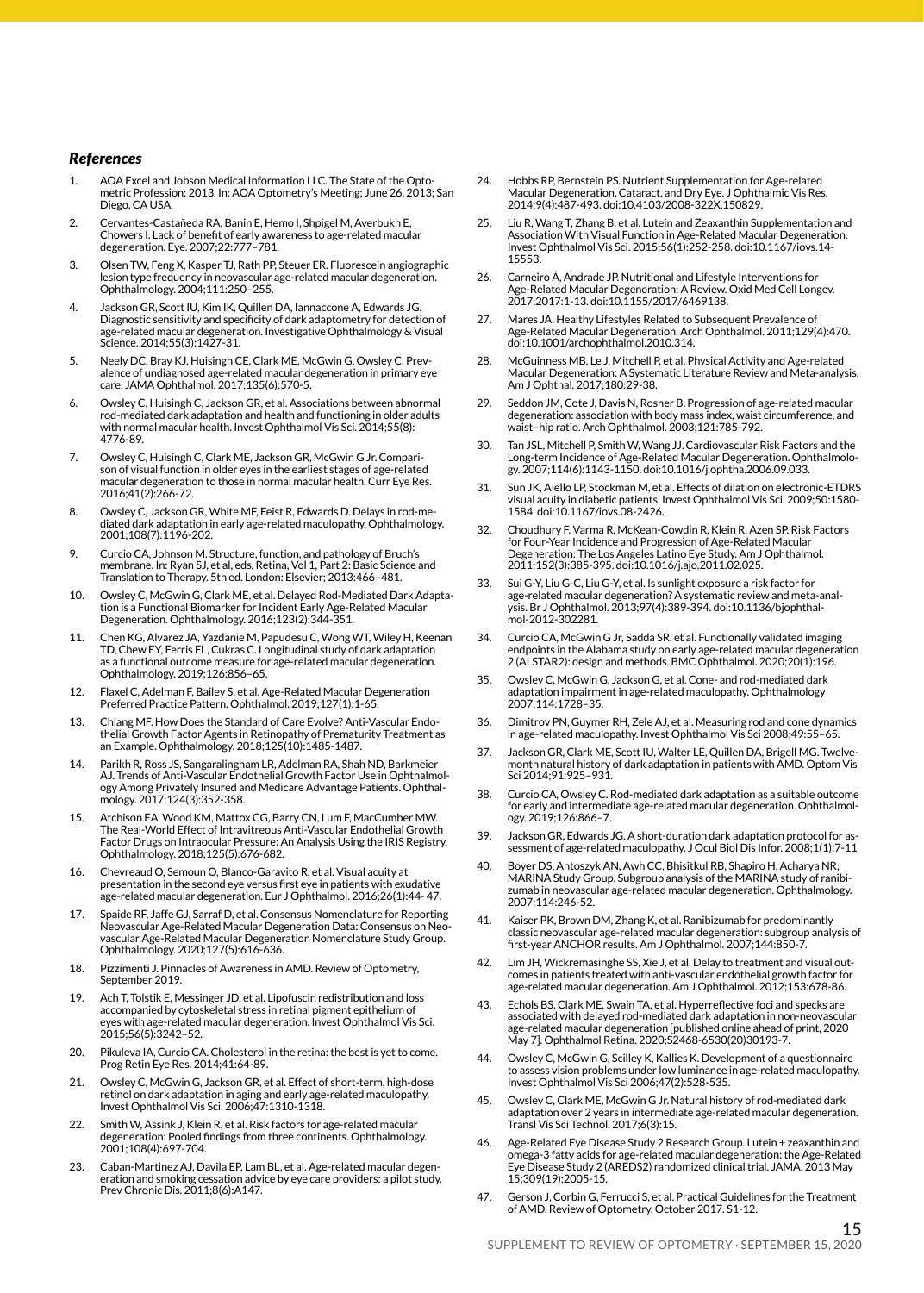### *References*

1. AOA Excel and Jobson Medical Information LLC. The State of the Optometric Profession: 2013. In: AOA Optometry's Meeting; June 26, 2013; San Diego, CA USA.
2. Cervantes-Castañeda RA, Banin E, Hemo I, Shpigel M, Averbukh E, Chowers I. Lack of benefit of early awareness to age-related macular degeneration. Eye. 2007;22:777–781.
3. Olsen TW, Feng X, Kasper TJ, Rath PP, Steuer ER. Fluorescein angiographic lesion type frequency in neovascular age-related macular degeneration. Ophthalmology. 2004;111:250–255.
4. Jackson GR, Scott IU, Kim IK, Quillen DA, Iannaccone A, Edwards JG. Diagnostic sensitivity and specificity of dark adaptometry for detection of age-related macular degeneration. Investigative Ophthalmology & Visual Science. 2014;55(3):1427-31.
5. Neely DC, Bray KJ, Huisingh CE, Clark ME, McGwin G, Owsley C. Prevalence of undiagnosed age-related macular degeneration in primary eye care. JAMA Ophthalmol. 2017;135(6):570-5.
6. Owsley C, Huisingh C, Jackson GR, et al. Associations between abnormal rod-mediated dark adaptation and health and functioning in older adults with normal macular health. Invest Ophthalmol Vis Sci. 2014;55(8): 4776-89.
7. Owsley C, Huisingh C, Clark ME, Jackson GR, McGwin G Jr. Comparison of visual function in older eyes in the earliest stages of age-related macular degeneration to those in normal macular health. Curr Eye Res. 2016;41(2):266-72.
8. Owsley C, Jackson GR, White MF, Feist R, Edwards D. Delays in rod-mediated dark adaptation in early age-related maculopathy. Ophthalmology. 2001;108(7):1196-202.
9. Curcio CA, Johnson M. Structure, function, and pathology of Bruch's membrane. In: Ryan SJ, et al, eds. Retina, Vol 1, Part 2: Basic Science and Translation to Therapy. 5th ed. London: Elsevier; 2013:466–481.
10. Owsley C, McGwin G, Clark ME, et al. Delayed Rod-Mediated Dark Adaptation is a Functional Biomarker for Incident Early Age-Related Macular Degeneration. Ophthalmology. 2016;123(2):344-351.
11. Chen KG, Alvarez JA, Yazdanie M, Papudesu C, Wong WT, Wiley H, Keenan TD, Chew EY, Ferris FL, Cukras C. Longitudinal study of dark adaptation as a functional outcome measure for age-related macular degeneration. Ophthalmology. 2019;126:856–65.
12. Flaxel C, Adelman F, Bailey S, et al. Age-Related Macular Degeneration Preferred Practice Pattern. Ophthalmol. 2019;127(1):1-65.
13. Chiang MF. How Does the Standard of Care Evolve? Anti-Vascular Endothelial Growth Factor Agents in Retinopathy of Prematurity Treatment as an Example. Ophthalmology. 2018;125(10):1485-1487.
14. Parikh R, Ross JS, Sangaralingham LR, Adelman RA, Shah ND, Barkmeier AJ. Trends of Anti-Vascular Endothelial Growth Factor Use in Ophthalmology Among Privately Insured and Medicare Advantage Patients. Ophthalmology. 2017;124(3):352-358.
15. Atchison EA, Wood KM, Mattox CG, Barry CN, Lum F, MacCumber MW. The Real-World Effect of Intravitreous Anti-Vascular Endothelial Growth Factor Drugs on Intraocular Pressure: An Analysis Using the IRIS Registry. Ophthalmology. 2018;125(5):676-682.
16. Chevreaud O, Semoun O, Blanco-Garavito R, et al. Visual acuity at presentation in the second eye versus first eye in patients with exudative age-related macular degeneration. Eur J Ophthalmol. 2016;26(1):44- 47.
17. Spaide RF, Jaffe GJ, Sarraf D, et al. Consensus Nomenclature for Reporting Neovascular Age-Related Macular Degeneration Data: Consensus on Neovascular Age-Related Macular Degeneration Nomenclature Study Group. Ophthalmology. 2020;127(5):616-636.
18. Pizzimenti J. Pinnacles of Awareness in AMD. Review of Optometry, September 2019.
19. Ach T, Tolstik E, Messinger JD, et al. Lipofuscin redistribution and loss accompanied by cytoskeletal stress in retinal pigment epithelium of eyes with age-related macular degeneration. Invest Ophthalmol Vis Sci. 2015;56(5):3242–52.
20. Pikuleva IA, Curcio CA. Cholesterol in the retina: the best is yet to come. Prog Retin Eye Res. 2014;41:64-89.
21. Owsley C, McGwin G, Jackson GR, et al. Effect of short-term, high-dose retinol on dark adaptation in aging and early age-related maculopathy. Invest Ophthalmol Vis Sci. 2006;47:1310-1318.
22. Smith W, Assink J, Klein R, et al. Risk factors for age-related macular degeneration: Pooled findings from three continents. Ophthalmology. 2001;108(4):697-704.
23. Caban-Martinez AJ, Davila EP, Lam BL, et al. Age-related macular degeneration and smoking cessation advice by eye care providers: a pilot study. Prev Chronic Dis. 2011;8(6):A147.
24. Hobbs RP, Bernstein PS. Nutrient Supplementation for Age-related Macular Degeneration, Cataract, and Dry Eye. J Ophthalmic Vis Res. 2014;9(4):487-493. doi:10.4103/2008-322X.150829.
25. Liu R, Wang T, Zhang B, et al. Lutein and Zeaxanthin Supplementation and Association With Visual Function in Age-Related Macular Degeneration. Invest Ophthalmol Vis Sci. 2015;56(1):252-258. doi:10.1167/iovs.14-15553.
26. Carneiro Â, Andrade JP. Nutritional and Lifestyle Interventions for Age-Related Macular Degeneration: A Review. Oxid Med Cell Longev. 2017;2017:1-13. doi:10.1155/2017/6469138.
27. Mares JA. Healthy Lifestyles Related to Subsequent Prevalence of Age-Related Macular Degeneration. Arch Ophthalmol. 2011;129(4):470. doi:10.1001/archophthalmol.2010.314.
28. McGuinness MB, Le J, Mitchell P, et al. Physical Activity and Age-related Macular Degeneration: A Systematic Literature Review and Meta-analysis. Am J Ophthal. 2017;180:29-38.
29. Seddon JM, Cote J, Davis N, Rosner B. Progression of age-related macular degeneration: association with body mass index, waist circumference, and waist–hip ratio. Arch Ophthalmol. 2003;121:785-792.
30. Tan JSL, Mitchell P, Smith W, Wang JJ. Cardiovascular Risk Factors and the Long-term Incidence of Age-Related Macular Degeneration. Ophthalmology. 2007;114(6):1143-1150. doi:10.1016/j.ophtha.2006.09.033.
31. Sun JK, Aiello LP, Stockman M, et al. Effects of dilation on electronic-ETDRS visual acuity in diabetic patients. Invest Ophthalmol Vis Sci. 2009;50:1580-1584. doi:10.1167/iovs.08-2426.
32. Choudhury F, Varma R, McKean-Cowdin R, Klein R, Azen SP. Risk Factors for Four-Year Incidence and Progression of Age-Related Macular Degeneration: The Los Angeles Latino Eye Study. Am J Ophthalmol. 2011;152(3):385-395. doi:10.1016/j.ajo.2011.02.025.
33. Sui G-Y, Liu G-C, Liu G-Y, et al. Is sunlight exposure a risk factor for age-related macular degeneration? A systematic review and meta-analysis. Br J Ophthalmol. 2013;97(4):389-394. doi:10.1136/bjophthalmol-2012-302281.
34. Curcio CA, McGwin G Jr, Sadda SR, et al. Functionally validated imaging endpoints in the Alabama study on early age-related macular degeneration 2 (ALSTAR2): design and methods. BMC Ophthalmol. 2020;20(1):196.
35. Owsley C, McGwin G, Jackson G, et al. Cone- and rod-mediated dark adaptation impairment in age-related maculopathy. Ophthalmology 2007;114:1728–35.
36. Dimitrov PN, Guymer RH, Zele AJ, et al. Measuring rod and cone dynamics in age-related maculopathy. Invest Ophthalmol Vis Sci 2008;49:55–65.
37. Jackson GR, Clark ME, Scott IU, Walter LE, Quillen DA, Brigell MG. Twelve-month natural history of dark adaptation in patients with AMD. Optom Vis Sci 2014;91:925–931.
38. Curcio CA, Owsley C. Rod-mediated dark adaptation as a suitable outcome for early and intermediate age-related macular degeneration. Ophthalmology. 2019;126:866–7.
39. Jackson GR, Edwards JG. A short-duration dark adaptation protocol for assessment of age-related maculopathy. J Ocul Biol Dis Infor. 2008;1(1):7-11
40. Boyer DS, Antoszyk AN, Awh CC, Bhisitkul RB, Shapiro H, Acharya NR; MARINA Study Group. Subgroup analysis of the MARINA study of ranibizumab in neovascular age-related macular degeneration. Ophthalmology. 2007;114:246-52.
41. Kaiser PK, Brown DM, Zhang K, et al. Ranibizumab for predominantly classic neovascular age-related macular degeneration: subgroup analysis of first-year ANCHOR results. Am J Ophthalmol. 2007;144:850-7.
42. Lim JH, Wickremasinghe SS, Xie J, et al. Delay to treatment and visual outcomes in patients treated with anti-vascular endothelial growth factor for age-related macular degeneration. Am J Ophthalmol. 2012;153:678-86.
43. Echols BS, Clark ME, Swain TA, et al. Hyperreflective foci and specks are associated with delayed rod-mediated dark adaptation in non-neovascular age-related macular degeneration [published online ahead of print, 2020 May 7]. Ophthalmol Retina. 2020;S2468-6530(20)30193-7.
44. Owsley C, McGwin G, Scilley K, Kallies K. Development of a questionnaire to assess vision problems under low luminance in age-related maculopathy. Invest Ophthalmol Vis Sci 2006;47(2):528-535.
45. Owsley C, Clark ME, McGwin G Jr. Natural history of rod-mediated dark adaptation over 2 years in intermediate age-related macular degeneration. Transl Vis Sci Technol. 2017;6(3):15.
46. Age-Related Eye Disease Study 2 Research Group. Lutein + zeaxanthin and omega-3 fatty acids for age-related macular degeneration: the Age-Related Eye Disease Study 2 (AREDS2) randomized clinical trial. JAMA. 2013 May 15;309(19):2005-15.
47. Gerson J, Corbin G, Ferrucci S, et al. Practical Guidelines for the Treatment of AMD. Review of Optometry, October 2017. S1-12.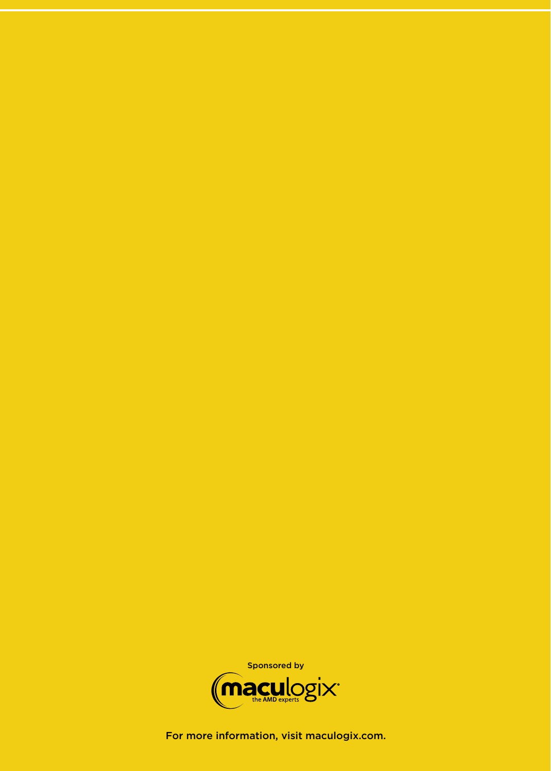Sponsored by

maculogix® the AMD experts

For more information, visit maculogix.com.